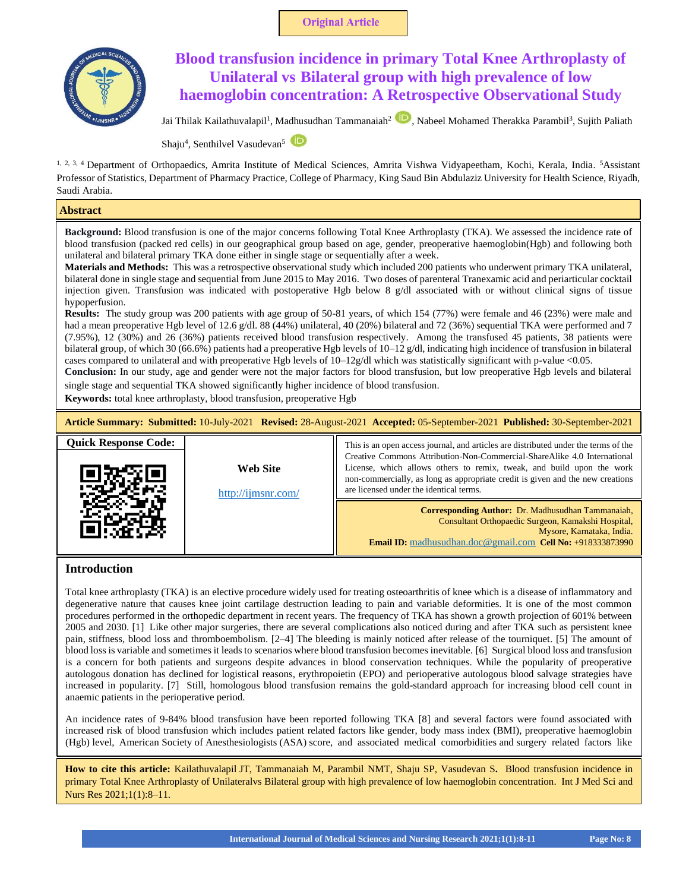Original Article

# Blood transfusion incidence in primary Total Knee Arthroplasty of Unilateral vs Bilateral group with high prevalence of low haemoglobin concentration: A Retrospective Observational Study

Jai Thilak Kailathuvalapil[1], Madhusudhan Tammanaiah[2], Nabeel Mohamed Therakka Parambil[3], Sujith Paliath Shaju[4], Senthilvel Vasudevan[5]

[1, 2, 3, 4] Department of Orthopaedics, Amrita Institute of Medical Sciences, Amrita Vishwa Vidyapeetham, Kochi, Kerala, India. [5]Assistant Professor of Statistics, Department of Pharmacy Practice, College of Pharmacy, King Saud Bin Abdulaziz University for Health Science, Riyadh, Saudi Arabia.

## Abstract

**Background:** Blood transfusion is one of the major concerns following Total Knee Arthroplasty (TKA). We assessed the incidence rate of blood transfusion (packed red cells) in our geographical group based on age, gender, preoperative haemoglobin(Hgb) and following both unilateral and bilateral primary TKA done either in single stage or sequentially after a week.

**Materials and Methods:** This was a retrospective observational study which included 200 patients who underwent primary TKA unilateral, bilateral done in single stage and sequential from June 2015 to May 2016. Two doses of parenteral Tranexamic acid and periarticular cocktail injection given. Transfusion was indicated with postoperative Hgb below 8 g/dl associated with or without clinical signs of tissue hypoperfusion.

**Results:** The study group was 200 patients with age group of 50-81 years, of which 154 (77%) were female and 46 (23%) were male and had a mean preoperative Hgb level of 12.6 g/dl. 88 (44%) unilateral, 40 (20%) bilateral and 72 (36%) sequential TKA were performed and 7 (7.95%), 12 (30%) and 26 (36%) patients received blood transfusion respectively. Among the transfused 45 patients, 38 patients were bilateral group, of which 30 (66.6%) patients had a preoperative Hgb levels of 10–12 g/dl, indicating high incidence of transfusion in bilateral cases compared to unilateral and with preoperative Hgb levels of 10–12g/dl which was statistically significant with p-value <0.05.

**Conclusion:** In our study, age and gender were not the major factors for blood transfusion, but low preoperative Hgb levels and bilateral single stage and sequential TKA showed significantly higher incidence of blood transfusion.

**Keywords:** total knee arthroplasty, blood transfusion, preoperative Hgb

**Article Summary: Submitted:** 10-July-2021 **Revised:** 28-August-2021 **Accepted:** 05-September-2021 **Published:** 30-September-2021

**Quick Response Code:**

**Web Site**

http://ijmsnr.com/

This is an open access journal, and articles are distributed under the terms of the Creative Commons Attribution-Non-Commercial-ShareAlike 4.0 International License, which allows others to remix, tweak, and build upon the work non-commercially, as long as appropriate credit is given and the new creations are licensed under the identical terms.

**Corresponding Author:** Dr. Madhusudhan Tammanaiah, Consultant Orthopaedic Surgeon, Kamakshi Hospital, Mysore, Karnataka, India.
**Email ID:** madhusudhan.doc@gmail.com **Cell No:** +918333873990

## Introduction

Total knee arthroplasty (TKA) is an elective procedure widely used for treating osteoarthritis of knee which is a disease of inflammatory and degenerative nature that causes knee joint cartilage destruction leading to pain and variable deformities. It is one of the most common procedures performed in the orthopedic department in recent years. The frequency of TKA has shown a growth projection of 601% between 2005 and 2030. [1] Like other major surgeries, there are several complications also noticed during and after TKA such as persistent knee pain, stiffness, blood loss and thromboembolism. [2–4] The bleeding is mainly noticed after release of the tourniquet. [5] The amount of blood loss is variable and sometimes it leads to scenarios where blood transfusion becomes inevitable. [6] Surgical blood loss and transfusion is a concern for both patients and surgeons despite advances in blood conservation techniques. While the popularity of preoperative autologous donation has declined for logistical reasons, erythropoietin (EPO) and perioperative autologous blood salvage strategies have increased in popularity. [7] Still, homologous blood transfusion remains the gold-standard approach for increasing blood cell count in anaemic patients in the perioperative period.

An incidence rates of 9-84% blood transfusion have been reported following TKA [8] and several factors were found associated with increased risk of blood transfusion which includes patient related factors like gender, body mass index (BMI), preoperative haemoglobin (Hgb) level, American Society of Anesthesiologists (ASA) score, and associated medical comorbidities and surgery related factors like

**How to cite this article:** Kailathuvalapil JT, Tammanaiah M, Parambil NMT, Shaju SP, Vasudevan S. Blood transfusion incidence in primary Total Knee Arthroplasty of Unilateralvs Bilateral group with high prevalence of low haemoglobin concentration. Int J Med Sci and Nurs Res 2021;1(1):8–11.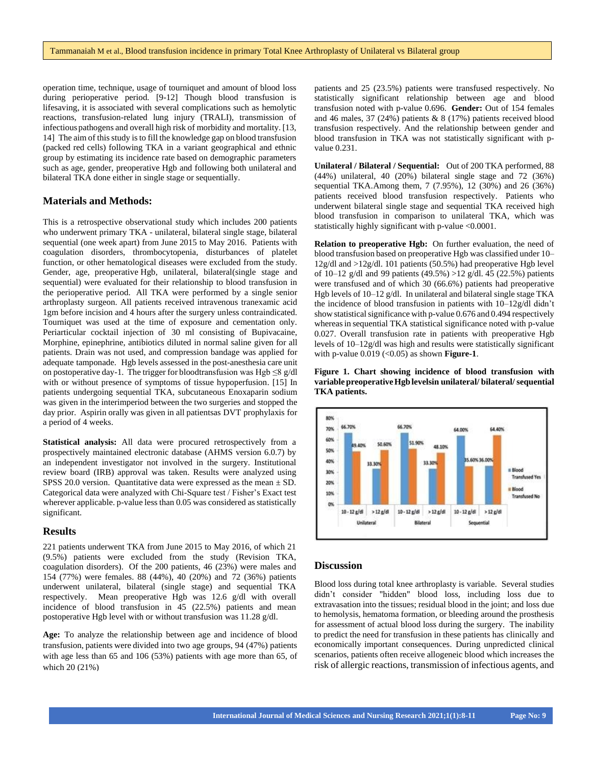operation time, technique, usage of tourniquet and amount of blood loss during perioperative period. [9-12] Though blood transfusion is lifesaving, it is associated with several complications such as hemolytic reactions, transfusion-related lung injury (TRALI), transmission of infectious pathogens and overall high risk of morbidity and mortality. [13, 14] The aim of this study is to fill the knowledge gap on blood transfusion (packed red cells) following TKA in a variant geographical and ethnic group by estimating its incidence rate based on demographic parameters such as age, gender, preoperative Hgb and following both unilateral and bilateral TKA done either in single stage or sequentially.

## Materials and Methods:

This is a retrospective observational study which includes 200 patients who underwent primary TKA - unilateral, bilateral single stage, bilateral sequential (one week apart) from June 2015 to May 2016. Patients with coagulation disorders, thrombocytopenia, disturbances of platelet function, or other hematological diseases were excluded from the study. Gender, age, preoperative Hgb, unilateral, bilateral(single stage and sequential) were evaluated for their relationship to blood transfusion in the perioperative period. All TKA were performed by a single senior arthroplasty surgeon. All patients received intravenous tranexamic acid 1gm before incision and 4 hours after the surgery unless contraindicated. Tourniquet was used at the time of exposure and cementation only. Periarticular cocktail injection of 30 ml consisting of Bupivacaine, Morphine, epinephrine, antibiotics diluted in normal saline given for all patients. Drain was not used, and compression bandage was applied for adequate tamponade. Hgb levels assessed in the post-anesthesia care unit on postoperative day-1. The trigger for bloodtransfusion was Hgb ≤8 g/dl with or without presence of symptoms of tissue hypoperfusion. [15] In patients undergoing sequential TKA, subcutaneous Enoxaparin sodium was given in the interimperiod between the two surgeries and stopped the day prior. Aspirin orally was given in all patientsas DVT prophylaxis for a period of 4 weeks.

**Statistical analysis:** All data were procured retrospectively from a prospectively maintained electronic database (AHMS version 6.0.7) by an independent investigator not involved in the surgery. Institutional review board (IRB) approval was taken. Results were analyzed using SPSS 20.0 version. Quantitative data were expressed as the mean ± SD. Categorical data were analyzed with Chi-Square test / Fisher's Exact test wherever applicable. p-value less than 0.05 was considered as statistically significant.

## Results

221 patients underwent TKA from June 2015 to May 2016, of which 21 (9.5%) patients were excluded from the study (Revision TKA, coagulation disorders). Of the 200 patients, 46 (23%) were males and 154 (77%) were females. 88 (44%), 40 (20%) and 72 (36%) patients underwent unilateral, bilateral (single stage) and sequential TKA respectively. Mean preoperative Hgb was 12.6 g/dl with overall incidence of blood transfusion in 45 (22.5%) patients and mean postoperative Hgb level with or without transfusion was 11.28 g/dl.

**Age:** To analyze the relationship between age and incidence of blood transfusion, patients were divided into two age groups, 94 (47%) patients with age less than 65 and 106 (53%) patients with age more than 65, of which 20 (21%) patients and 25 (23.5%) patients were transfused respectively. No statistically significant relationship between age and blood transfusion noted with p-value 0.696. **Gender:** Out of 154 females and 46 males, 37 (24%) patients & 8 (17%) patients received blood transfusion respectively. And the relationship between gender and blood transfusion in TKA was not statistically significant with p-value 0.231.

**Unilateral / Bilateral / Sequential:** Out of 200 TKA performed, 88 (44%) unilateral, 40 (20%) bilateral single stage and 72 (36%) sequential TKA.Among them, 7 (7.95%), 12 (30%) and 26 (36%) patients received blood transfusion respectively. Patients who underwent bilateral single stage and sequential TKA received high blood transfusion in comparison to unilateral TKA, which was statistically highly significant with p-value <0.0001.

**Relation to preoperative Hgb:** On further evaluation, the need of blood transfusion based on preoperative Hgb was classified under 10–12g/dl and >12g/dl. 101 patients (50.5%) had preoperative Hgb level of 10–12 g/dl and 99 patients (49.5%) >12 g/dl. 45 (22.5%) patients were transfused and of which 30 (66.6%) patients had preoperative Hgb levels of 10–12 g/dl. In unilateral and bilateral single stage TKA the incidence of blood transfusion in patients with 10–12g/dl didn't show statistical significance with p-value 0.676 and 0.494 respectively whereas in sequential TKA statistical significance noted with p-value 0.027. Overall transfusion rate in patients with preoperative Hgb levels of 10–12g/dl was high and results were statistically significant with p-value 0.019 (<0.05) as shown **Figure-1**.

**Figure 1. Chart showing incidence of blood transfusion with variable preoperative Hgb levelsin unilateral/ bilateral/ sequential TKA patients.**

## Discussion

Blood loss during total knee arthroplasty is variable. Several studies didn't consider "hidden" blood loss, including loss due to extravasation into the tissues; residual blood in the joint; and loss due to hemolysis, hematoma formation, or bleeding around the prosthesis for assessment of actual blood loss during the surgery. The inability to predict the need for transfusion in these patients has clinically and economically important consequences. During unpredicted clinical scenarios, patients often receive allogeneic blood which increases the risk of allergic reactions, transmission of infectious agents, and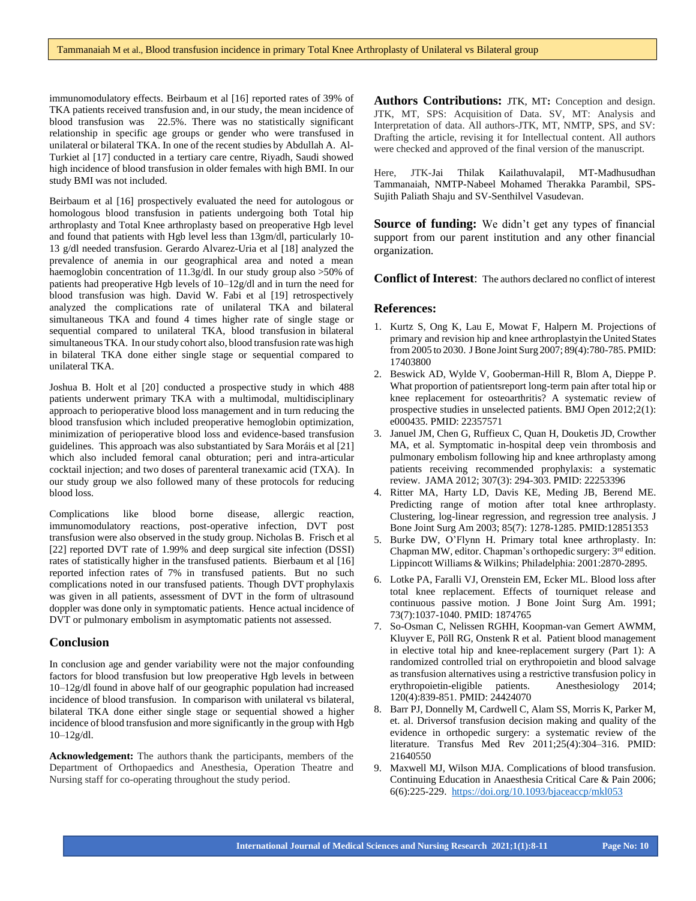immunomodulatory effects. Beirbaum et al [16] reported rates of 39% of TKA patients received transfusion and, in our study, the mean incidence of blood transfusion was 22.5%. There was no statistically significant relationship in specific age groups or gender who were transfused in unilateral or bilateral TKA. In one of the recent studies by Abdullah A. Al-Turkiet al [17] conducted in a tertiary care centre, Riyadh, Saudi showed high incidence of blood transfusion in older females with high BMI. In our study BMI was not included.

Beirbaum et al [16] prospectively evaluated the need for autologous or homologous blood transfusion in patients undergoing both Total hip arthroplasty and Total Knee arthroplasty based on preoperative Hgb level and found that patients with Hgb level less than 13gm/dl, particularly 10-13 g/dl needed transfusion. Gerardo Alvarez-Uria et al [18] analyzed the prevalence of anemia in our geographical area and noted a mean haemoglobin concentration of 11.3g/dl. In our study group also >50% of patients had preoperative Hgb levels of 10–12g/dl and in turn the need for blood transfusion was high. David W. Fabi et al [19] retrospectively analyzed the complications rate of unilateral TKA and bilateral simultaneous TKA and found 4 times higher rate of single stage or sequential compared to unilateral TKA, blood transfusion in bilateral simultaneous TKA. In our study cohort also, blood transfusion rate was high in bilateral TKA done either single stage or sequential compared to unilateral TKA.

Joshua B. Holt et al [20] conducted a prospective study in which 488 patients underwent primary TKA with a multimodal, multidisciplinary approach to perioperative blood loss management and in turn reducing the blood transfusion which included preoperative hemoglobin optimization, minimization of perioperative blood loss and evidence-based transfusion guidelines. This approach was also substantiated by Sara Moráis et al [21] which also included femoral canal obturation; peri and intra-articular cocktail injection; and two doses of parenteral tranexamic acid (TXA). In our study group we also followed many of these protocols for reducing blood loss.

Complications like blood borne disease, allergic reaction, immunomodulatory reactions, post-operative infection, DVT post transfusion were also observed in the study group. Nicholas B. Frisch et al [22] reported DVT rate of 1.99% and deep surgical site infection (DSSI) rates of statistically higher in the transfused patients. Bierbaum et al [16] reported infection rates of 7% in transfused patients. But no such complications noted in our transfused patients. Though DVT prophylaxis was given in all patients, assessment of DVT in the form of ultrasound doppler was done only in symptomatic patients. Hence actual incidence of DVT or pulmonary embolism in asymptomatic patients not assessed.

## Conclusion

In conclusion age and gender variability were not the major confounding factors for blood transfusion but low preoperative Hgb levels in between 10–12g/dl found in above half of our geographic population had increased incidence of blood transfusion. In comparison with unilateral vs bilateral, bilateral TKA done either single stage or sequential showed a higher incidence of blood transfusion and more significantly in the group with Hgb 10–12g/dl.

**Acknowledgement:** The authors thank the participants, members of the Department of Orthopaedics and Anesthesia, Operation Theatre and Nursing staff for co-operating throughout the study period.

**Authors Contributions:** JTK, MT**:** Conception and design. JTK, MT, SPS: Acquisition of Data. SV, MT: Analysis and Interpretation of data. All authors-JTK, MT, NMTP, SPS, and SV: Drafting the article, revising it for Intellectual content. All authors were checked and approved of the final version of the manuscript.

Here, JTK-Jai Thilak Kailathuvalapil, MT-Madhusudhan Tammanaiah, NMTP-Nabeel Mohamed Therakka Parambil, SPS-Sujith Paliath Shaju and SV-Senthilvel Vasudevan.

**Source of funding:** We didn't get any types of financial support from our parent institution and any other financial organization.

**Conflict of Interest**: The authors declared no conflict of interest

## References:

1. Kurtz S, Ong K, Lau E, Mowat F, Halpern M. Projections of primary and revision hip and knee arthroplastyin the United States from 2005 to 2030. J Bone Joint Surg 2007; 89(4):780-785. PMID: 17403800
2. Beswick AD, Wylde V, Gooberman-Hill R, Blom A, Dieppe P. What proportion of patientsreport long-term pain after total hip or knee replacement for osteoarthritis? A systematic review of prospective studies in unselected patients. BMJ Open 2012;2(1): e000435. PMID: 22357571
3. Januel JM, Chen G, Ruffieux C, Quan H, Douketis JD, Crowther MA, et al. Symptomatic in-hospital deep vein thrombosis and pulmonary embolism following hip and knee arthroplasty among patients receiving recommended prophylaxis: a systematic review. JAMA 2012; 307(3): 294-303. PMID: 22253396
4. Ritter MA, Harty LD, Davis KE, Meding JB, Berend ME. Predicting range of motion after total knee arthroplasty. Clustering, log-linear regression, and regression tree analysis. J Bone Joint Surg Am 2003; 85(7): 1278-1285. PMID:12851353
5. Burke DW, O'Flynn H. Primary total knee arthroplasty. In: Chapman MW, editor. Chapman's orthopedic surgery: 3rd edition. Lippincott Williams & Wilkins; Philadelphia: 2001:2870-2895.
6. Lotke PA, Faralli VJ, Orenstein EM, Ecker ML. Blood loss after total knee replacement. Effects of tourniquet release and continuous passive motion. J Bone Joint Surg Am. 1991; 73(7):1037-1040. PMID: 1874765
7. So-Osman C, Nelissen RGHH, Koopman-van Gemert AWMM, Kluyver E, Pöll RG, Onstenk R et al. Patient blood management in elective total hip and knee-replacement surgery (Part 1): A randomized controlled trial on erythropoietin and blood salvage as transfusion alternatives using a restrictive transfusion policy in erythropoietin-eligible patients. Anesthesiology 2014; 120(4):839-851. PMID: 24424070
8. Barr PJ, Donnelly M, Cardwell C, Alam SS, Morris K, Parker M, et. al. Driversof transfusion decision making and quality of the evidence in orthopedic surgery: a systematic review of the literature. Transfus Med Rev 2011;25(4):304–316. PMID: 21640550
9. Maxwell MJ, Wilson MJA. Complications of blood transfusion. Continuing Education in Anaesthesia Critical Care & Pain 2006; 6(6):225-229. https://doi.org/10.1093/bjaceaccp/mkl053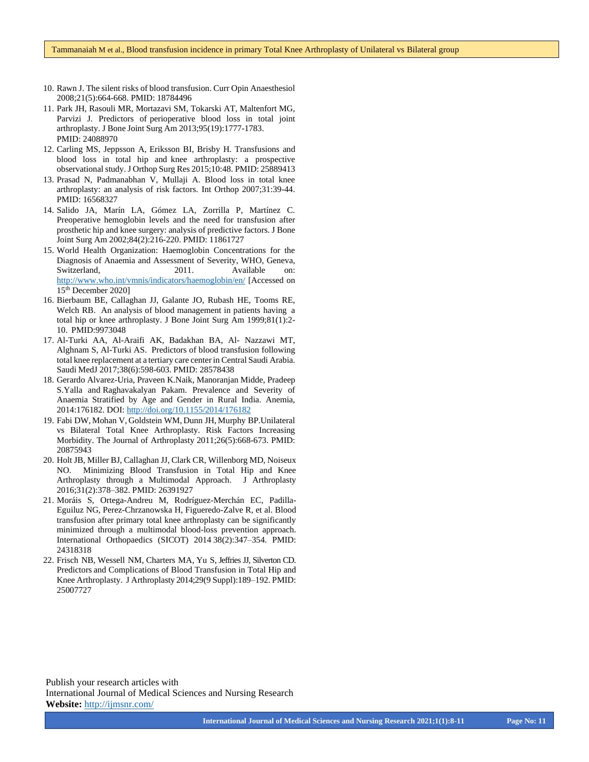10. Rawn J. The silent risks of blood transfusion. Curr Opin Anaesthesiol 2008;21(5):664-668. PMID: 18784496
11. Park JH, Rasouli MR, Mortazavi SM, Tokarski AT, Maltenfort MG, Parvizi J. Predictors of perioperative blood loss in total joint arthroplasty. J Bone Joint Surg Am 2013;95(19):1777-1783. PMID: 24088970
12. Carling MS, Jeppsson A, Eriksson BI, Brisby H. Transfusions and blood loss in total hip and knee arthroplasty: a prospective observational study. J Orthop Surg Res 2015;10:48. PMID: 25889413
13. Prasad N, Padmanabhan V, Mullaji A. Blood loss in total knee arthroplasty: an analysis of risk factors. Int Orthop 2007;31:39-44. PMID: 16568327
14. Salido JA, Marín LA, Gómez LA, Zorrilla P, Martínez C. Preoperative hemoglobin levels and the need for transfusion after prosthetic hip and knee surgery: analysis of predictive factors. J Bone Joint Surg Am 2002;84(2):216-220. PMID: 11861727
15. World Health Organization: Haemoglobin Concentrations for the Diagnosis of Anaemia and Assessment of Severity, WHO, Geneva, Switzerland, 2011. Available on: http://www.who.int/vmnis/indicators/haemoglobin/en/ [Accessed on 15th December 2020]
16. Bierbaum BE, Callaghan JJ, Galante JO, Rubash HE, Tooms RE, Welch RB. An analysis of blood management in patients having a total hip or knee arthroplasty. J Bone Joint Surg Am 1999;81(1):2-10. PMID:9973048
17. Al-Turki AA, Al-Araifi AK, Badakhan BA, Al- Nazzawi MT, Alghnam S, Al-Turki AS. Predictors of blood transfusion following total knee replacement at a tertiary care center in Central Saudi Arabia. Saudi MedJ 2017;38(6):598-603. PMID: 28578438
18. Gerardo Alvarez-Uria, Praveen K.Naik, Manoranjan Midde, Pradeep S.Yalla and Raghavakalyan Pakam. Prevalence and Severity of Anaemia Stratified by Age and Gender in Rural India. Anemia, 2014:176182. DOI: http://doi.org/10.1155/2014/176182
19. Fabi DW, Mohan V, Goldstein WM, Dunn JH, Murphy BP.Unilateral vs Bilateral Total Knee Arthroplasty. Risk Factors Increasing Morbidity. The Journal of Arthroplasty 2011;26(5):668-673. PMID: 20875943
20. Holt JB, Miller BJ, Callaghan JJ, Clark CR, Willenborg MD, Noiseux NO. Minimizing Blood Transfusion in Total Hip and Knee Arthroplasty through a Multimodal Approach. J Arthroplasty 2016;31(2):378–382. PMID: 26391927
21. Moráis S, Ortega-Andreu M, Rodríguez-Merchán EC, Padilla-Eguiluz NG, Perez-Chrzanowska H, Figueredo-Zalve R, et al. Blood transfusion after primary total knee arthroplasty can be significantly minimized through a multimodal blood-loss prevention approach. International Orthopaedics (SICOT) 2014 38(2):347–354. PMID: 24318318
22. Frisch NB, Wessell NM, Charters MA, Yu S, Jeffries JJ, Silverton CD. Predictors and Complications of Blood Transfusion in Total Hip and Knee Arthroplasty. J Arthroplasty 2014;29(9 Suppl):189–192. PMID: 25007727

Publish your research articles with
International Journal of Medical Sciences and Nursing Research
**Website:** http://ijmsnr.com/